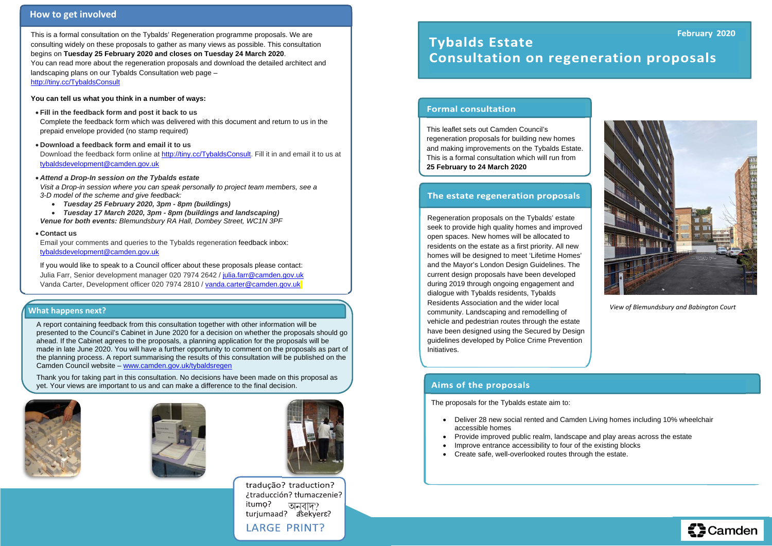# Tybalds Estate
# Consultation on regeneration proposals

February 2020

## Formal consultation

This leaflet sets out Camden Council's regeneration proposals for building new homes and making improvements on the Tybalds Estate. This is a formal consultation which will run from **25 February to 24 March 2020**

## The estate regeneration proposals

Regeneration proposals on the Tybalds' estate seek to provide high quality homes and improved open spaces. New homes will be allocated to residents on the estate as a first priority. All new homes will be designed to meet 'Lifetime Homes' and the Mayor's London Design Guidelines. The current design proposals have been developed during 2019 through ongoing engagement and dialogue with Tybalds residents, Tybalds Residents Association and the wider local community. Landscaping and remodelling of vehicle and pedestrian routes through the estate have been designed using the Secured by Design guidelines developed by Police Crime Prevention Initiatives.

*View of Blemundsbury and Babington Court*

## Aims of the proposals

The proposals for the Tybalds estate aim to:

- Deliver 28 new social rented and Camden Living homes including 10% wheelchair accessible homes
- Provide improved public realm, landscape and play areas across the estate
- Improve entrance accessibility to four of the existing blocks
- Create safe, well-overlooked routes through the estate.

## How to get involved

This is a formal consultation on the Tybalds' Regeneration programme proposals. We are consulting widely on these proposals to gather as many views as possible. This consultation begins on **Tuesday 25 February 2020 and closes on Tuesday 24 March 2020**.
You can read more about the regeneration proposals and download the detailed architect and landscaping plans on our Tybalds Consultation web page – http://tiny.cc/TybaldsConsult

**You can tell us what you think in a number of ways:**

- **Fill in the feedback form and post it back to us**
  Complete the feedback form which was delivered with this document and return to us in the prepaid envelope provided (no stamp required)
- **Download a feedback form and email it to us**
  Download the feedback form online at http://tiny.cc/TybaldsConsult. Fill it in and email it to us at tybaldsdevelopment@camden.gov.uk
- ***Attend a Drop-In session on the Tybalds estate***
  *Visit a Drop-in session where you can speak personally to project team members, see a 3-D model of the scheme and give feedback:*
  - ***Tuesday 25 February 2020, 3pm - 8pm (buildings)***
  - ***Tuesday 17 March 2020, 3pm - 8pm (buildings and landscaping)***

  ***Venue for both events:*** *Blemundsbury RA Hall, Dombey Street, WC1N 3PF*
- **Contact us**
  Email your comments and queries to the Tybalds regeneration feedback inbox: tybaldsdevelopment@camden.gov.uk

  If you would like to speak to a Council officer about these proposals please contact:
  Julia Farr, Senior development manager 020 7974 2642 / julia.farr@camden.gov.uk
  Vanda Carter, Development officer 020 7974 2810 / vanda.carter@camden.gov.uk

## What happens next?

A report containing feedback from this consultation together with other information will be presented to the Council's Cabinet in June 2020 for a decision on whether the proposals should go ahead. If the Cabinet agrees to the proposals, a planning application for the proposals will be made in late June 2020. You will have a further opportunity to comment on the proposals as part of the planning process. A report summarising the results of this consultation will be published on the Camden Council website – www.camden.gov.uk/tybaldsregen

Thank you for taking part in this consultation. No decisions have been made on this proposal as yet. Your views are important to us and can make a difference to the final decision.

tradução? traduction? ¿traducción? tłumaczenie? itumọ? অনুবাদ? turjumaad? asekyerɛ?
LARGE PRINT?

Camden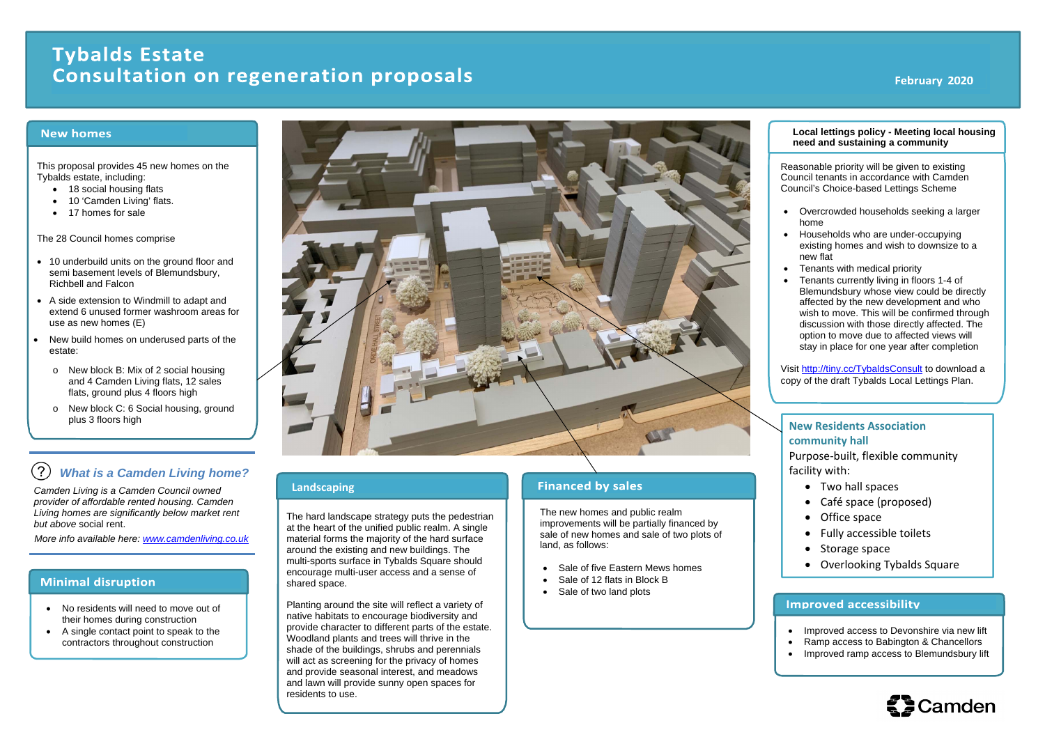# Tybalds Estate
# Consultation on regeneration proposals

February 2020

## New homes

This proposal provides 45 new homes on the Tybalds estate, including:

- 18 social housing flats
- 10 'Camden Living' flats.
- 17 homes for sale

The 28 Council homes comprise

- 10 underbuild units on the ground floor and semi basement levels of Blemundsbury, Richbell and Falcon
- A side extension to Windmill to adapt and extend 6 unused former washroom areas for use as new homes (E)
- New build homes on underused parts of the estate:
  - New block B: Mix of 2 social housing and 4 Camden Living flats, 12 sales flats, ground plus 4 floors high
  - New block C: 6 Social housing, ground plus 3 floors high

## What is a Camden Living home?

*Camden Living is a Camden Council owned provider of affordable rented housing. Camden Living homes are significantly below market rent but above* social rent.

*More info available here: www.camdenliving.co.uk*

## Minimal disruption

- No residents will need to move out of their homes during construction
- A single contact point to speak to the contractors throughout construction

## Landscaping

The hard landscape strategy puts the pedestrian at the heart of the unified public realm. A single material forms the majority of the hard surface around the existing and new buildings. The multi-sports surface in Tybalds Square should encourage multi-user access and a sense of shared space.

Planting around the site will reflect a variety of native habitats to encourage biodiversity and provide character to different parts of the estate. Woodland plants and trees will thrive in the shade of the buildings, shrubs and perennials will act as screening for the privacy of homes and provide seasonal interest, and meadows and lawn will provide sunny open spaces for residents to use.

## Financed by sales

The new homes and public realm improvements will be partially financed by sale of new homes and sale of two plots of land, as follows:

- Sale of five Eastern Mews homes
- Sale of 12 flats in Block B
- Sale of two land plots

## Local lettings policy - Meeting local housing need and sustaining a community

Reasonable priority will be given to existing Council tenants in accordance with Camden Council's Choice-based Lettings Scheme

- Overcrowded households seeking a larger home
- Households who are under-occupying existing homes and wish to downsize to a new flat
- Tenants with medical priority
- Tenants currently living in floors 1-4 of Blemundsbury whose view could be directly affected by the new development and who wish to move. This will be confirmed through discussion with those directly affected. The option to move due to affected views will stay in place for one year after completion

Visit http://tiny.cc/TybaldsConsult to download a copy of the draft Tybalds Local Lettings Plan.

## New Residents Association community hall

Purpose-built, flexible community facility with:

- Two hall spaces
- Café space (proposed)
- Office space
- Fully accessible toilets
- Storage space
- Overlooking Tybalds Square

## Improved accessibility

- Improved access to Devonshire via new lift
- Ramp access to Babington & Chancellors
- Improved ramp access to Blemundsbury lift

Camden